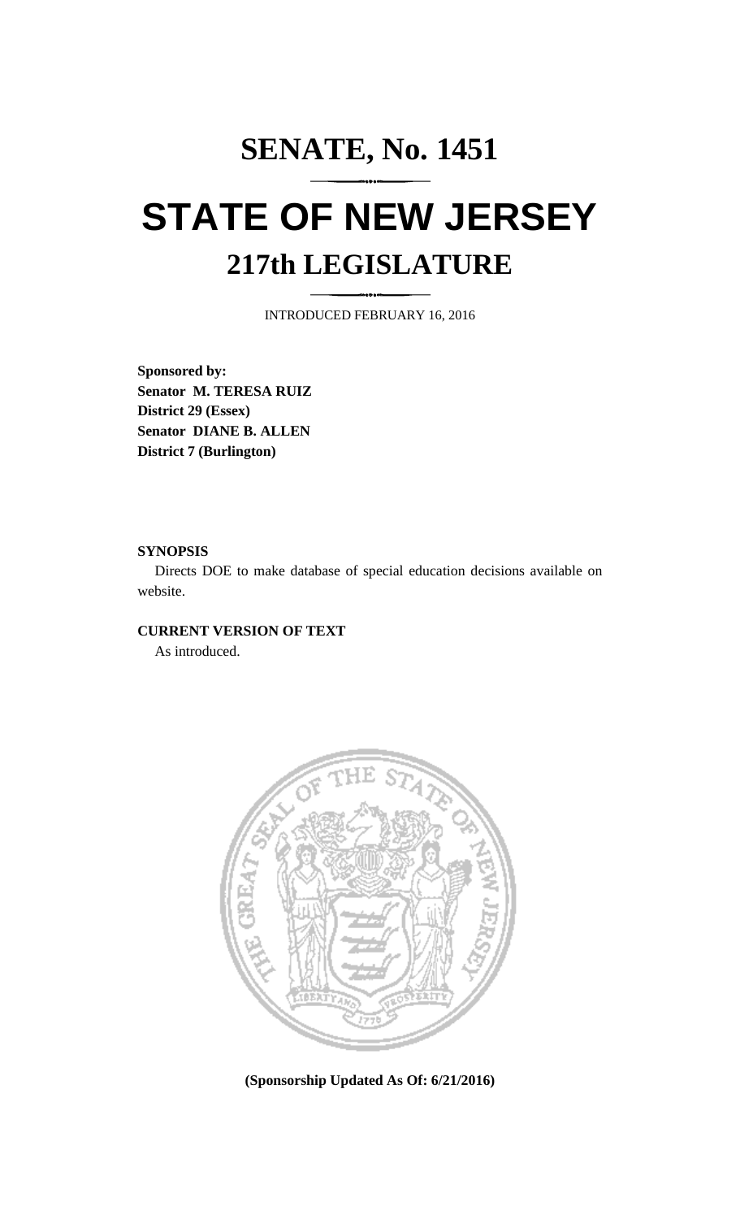# SENATE, No. 1451

# STATE OF NEW JERSEY

## 217th LEGISLATURE

INTRODUCED FEBRUARY 16, 2016

**Sponsored by:**
**Senator M. TERESA RUIZ**
**District 29 (Essex)**
**Senator DIANE B. ALLEN**
**District 7 (Burlington)**

**SYNOPSIS**

Directs DOE to make database of special education decisions available on website.

**CURRENT VERSION OF TEXT**

As introduced.

**(Sponsorship Updated As Of: 6/21/2016)**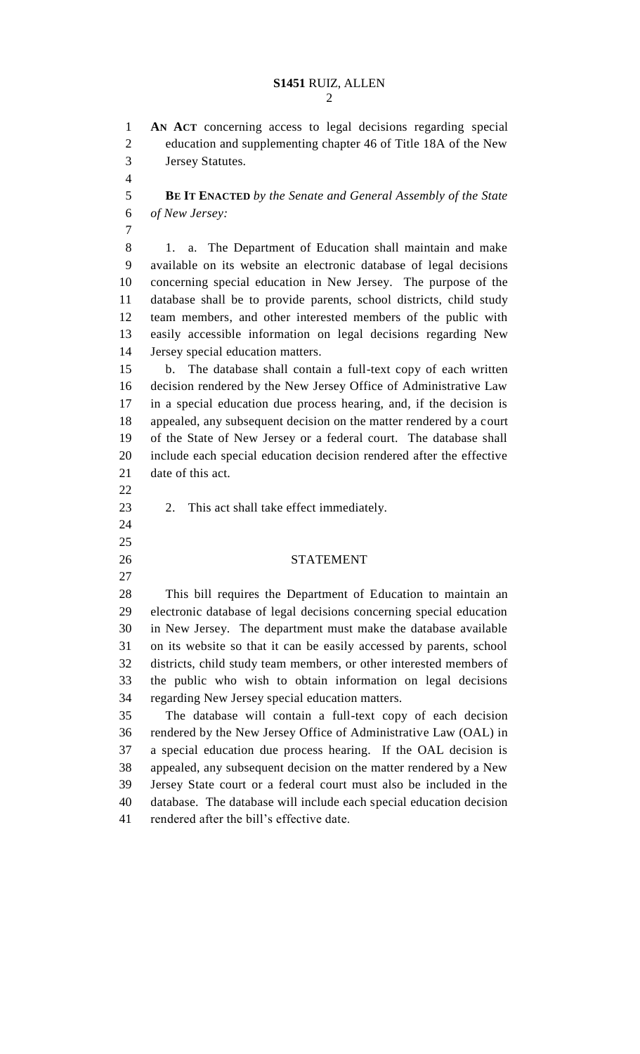**AN ACT** concerning access to legal decisions regarding special education and supplementing chapter 46 of Title 18A of the New Jersey Statutes.

**BE IT ENACTED** *by the Senate and General Assembly of the State of New Jersey:*

1. a. The Department of Education shall maintain and make available on its website an electronic database of legal decisions concerning special education in New Jersey. The purpose of the database shall be to provide parents, school districts, child study team members, and other interested members of the public with easily accessible information on legal decisions regarding New Jersey special education matters.

b. The database shall contain a full-text copy of each written decision rendered by the New Jersey Office of Administrative Law in a special education due process hearing, and, if the decision is appealed, any subsequent decision on the matter rendered by a court of the State of New Jersey or a federal court. The database shall include each special education decision rendered after the effective date of this act.

2. This act shall take effect immediately.

## STATEMENT

This bill requires the Department of Education to maintain an electronic database of legal decisions concerning special education in New Jersey. The department must make the database available on its website so that it can be easily accessed by parents, school districts, child study team members, or other interested members of the public who wish to obtain information on legal decisions regarding New Jersey special education matters.

The database will contain a full-text copy of each decision rendered by the New Jersey Office of Administrative Law (OAL) in a special education due process hearing. If the OAL decision is appealed, any subsequent decision on the matter rendered by a New Jersey State court or a federal court must also be included in the database. The database will include each special education decision rendered after the bill's effective date.